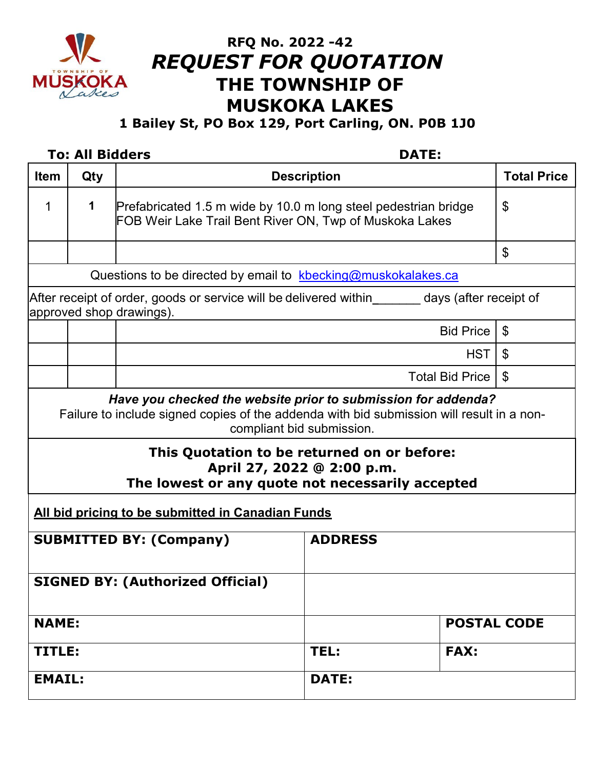# RFQ No. 2022 -42

## *REQUEST FOR QUOTATION*

## THE TOWNSHIP OF MUSKOKA LAKES

**1 Bailey St, PO Box 129, Port Carling, ON. P0B 1J0**

**To: All Bidders** **DATE:**

| Item | Qty | Description | Total Price |
|---|---|---|---|
| 1 | **1** | Prefabricated 1.5 m wide by 10.0 m long steel pedestrian bridge FOB Weir Lake Trail Bent River ON, Twp of Muskoka Lakes | $ |
| | | | $ |
| Questions to be directed by email to kbecking@muskokalakes.ca | | | |
| After receipt of order, goods or service will be delivered within_______ days (after receipt of approved shop drawings). | | | |
| | | Bid Price | $ |
| | | HST | $ |
| | | Total Bid Price | $ |

***Have you checked the website prior to submission for addenda?***
Failure to include signed copies of the addenda with bid submission will result in a non-compliant bid submission.

**This Quotation to be returned on or before:**
**April 27, 2022 @ 2:00 p.m.**
**The lowest or any quote not necessarily accepted**

**All bid pricing to be submitted in Canadian Funds**

| **SUBMITTED BY: (Company)** | **ADDRESS** | |
|---|---|---|
| **SIGNED BY: (Authorized Official)** | | |
| **NAME:** | | **POSTAL CODE** |
| **TITLE:** | **TEL:** | **FAX:** |
| **EMAIL:** | **DATE:** | |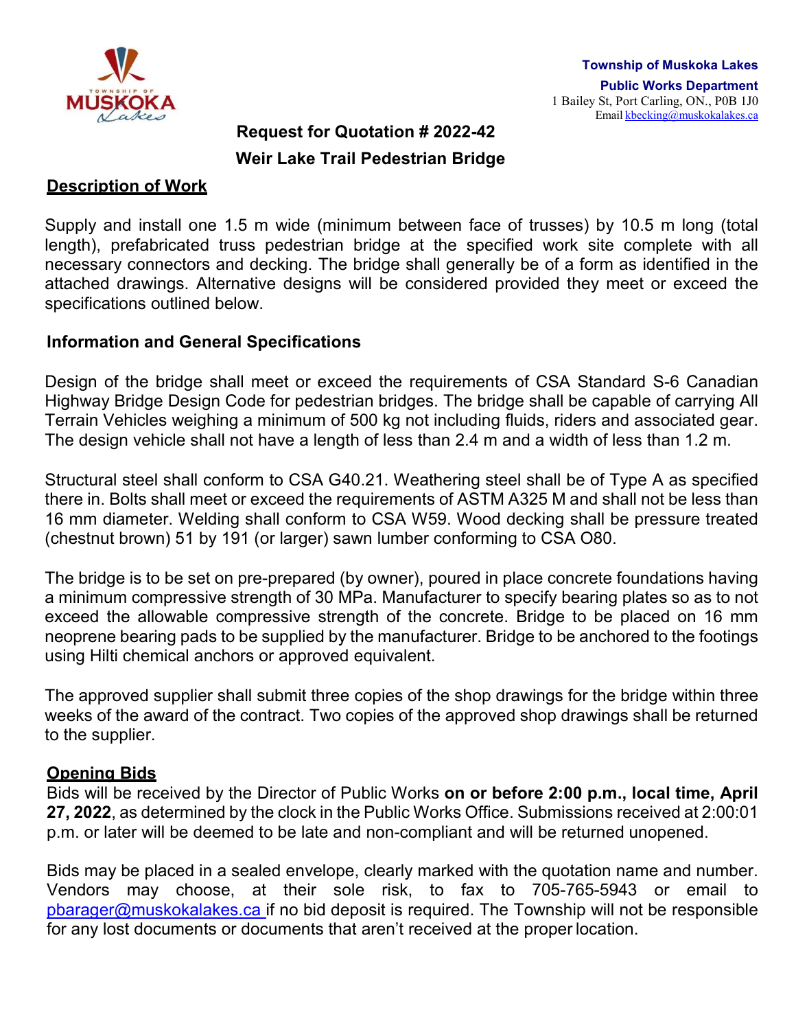Township of Muskoka Lakes
Public Works Department
1 Bailey St, Port Carling, ON., P0B 1J0
Email kbecking@muskokalakes.ca

# Request for Quotation # 2022-42
# Weir Lake Trail Pedestrian Bridge

## Description of Work

Supply and install one 1.5 m wide (minimum between face of trusses) by 10.5 m long (total length), prefabricated truss pedestrian bridge at the specified work site complete with all necessary connectors and decking. The bridge shall generally be of a form as identified in the attached drawings. Alternative designs will be considered provided they meet or exceed the specifications outlined below.

## Information and General Specifications

Design of the bridge shall meet or exceed the requirements of CSA Standard S-6 Canadian Highway Bridge Design Code for pedestrian bridges. The bridge shall be capable of carrying All Terrain Vehicles weighing a minimum of 500 kg not including fluids, riders and associated gear. The design vehicle shall not have a length of less than 2.4 m and a width of less than 1.2 m.

Structural steel shall conform to CSA G40.21. Weathering steel shall be of Type A as specified there in. Bolts shall meet or exceed the requirements of ASTM A325 M and shall not be less than 16 mm diameter. Welding shall conform to CSA W59. Wood decking shall be pressure treated (chestnut brown) 51 by 191 (or larger) sawn lumber conforming to CSA O80.

The bridge is to be set on pre-prepared (by owner), poured in place concrete foundations having a minimum compressive strength of 30 MPa. Manufacturer to specify bearing plates so as to not exceed the allowable compressive strength of the concrete. Bridge to be placed on 16 mm neoprene bearing pads to be supplied by the manufacturer. Bridge to be anchored to the footings using Hilti chemical anchors or approved equivalent.

The approved supplier shall submit three copies of the shop drawings for the bridge within three weeks of the award of the contract. Two copies of the approved shop drawings shall be returned to the supplier.

## Opening Bids

Bids will be received by the Director of Public Works **on or before 2:00 p.m., local time, April 27, 2022**, as determined by the clock in the Public Works Office. Submissions received at 2:00:01 p.m. or later will be deemed to be late and non-compliant and will be returned unopened.

Bids may be placed in a sealed envelope, clearly marked with the quotation name and number. Vendors may choose, at their sole risk, to fax to 705-765-5943 or email to pbarager@muskokalakes.ca if no bid deposit is required. The Township will not be responsible for any lost documents or documents that aren't received at the proper location.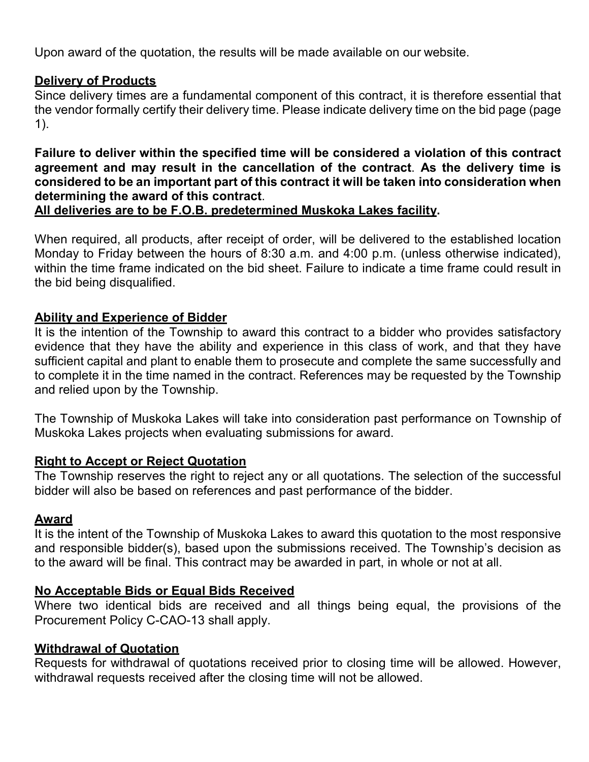Upon award of the quotation, the results will be made available on our website.

## Delivery of Products

Since delivery times are a fundamental component of this contract, it is therefore essential that the vendor formally certify their delivery time. Please indicate delivery time on the bid page (page 1).

**Failure to deliver within the specified time will be considered a violation of this contract agreement and may result in the cancellation of the contract**. **As the delivery time is considered to be an important part of this contract it will be taken into consideration when determining the award of this contract**.
**All deliveries are to be F.O.B. predetermined Muskoka Lakes facility.**

When required, all products, after receipt of order, will be delivered to the established location Monday to Friday between the hours of 8:30 a.m. and 4:00 p.m. (unless otherwise indicated), within the time frame indicated on the bid sheet. Failure to indicate a time frame could result in the bid being disqualified.

## Ability and Experience of Bidder

It is the intention of the Township to award this contract to a bidder who provides satisfactory evidence that they have the ability and experience in this class of work, and that they have sufficient capital and plant to enable them to prosecute and complete the same successfully and to complete it in the time named in the contract. References may be requested by the Township and relied upon by the Township.

The Township of Muskoka Lakes will take into consideration past performance on Township of Muskoka Lakes projects when evaluating submissions for award.

## Right to Accept or Reject Quotation

The Township reserves the right to reject any or all quotations. The selection of the successful bidder will also be based on references and past performance of the bidder.

## Award

It is the intent of the Township of Muskoka Lakes to award this quotation to the most responsive and responsible bidder(s), based upon the submissions received. The Township's decision as to the award will be final. This contract may be awarded in part, in whole or not at all.

## No Acceptable Bids or Equal Bids Received

Where two identical bids are received and all things being equal, the provisions of the Procurement Policy C-CAO-13 shall apply.

## Withdrawal of Quotation

Requests for withdrawal of quotations received prior to closing time will be allowed. However, withdrawal requests received after the closing time will not be allowed.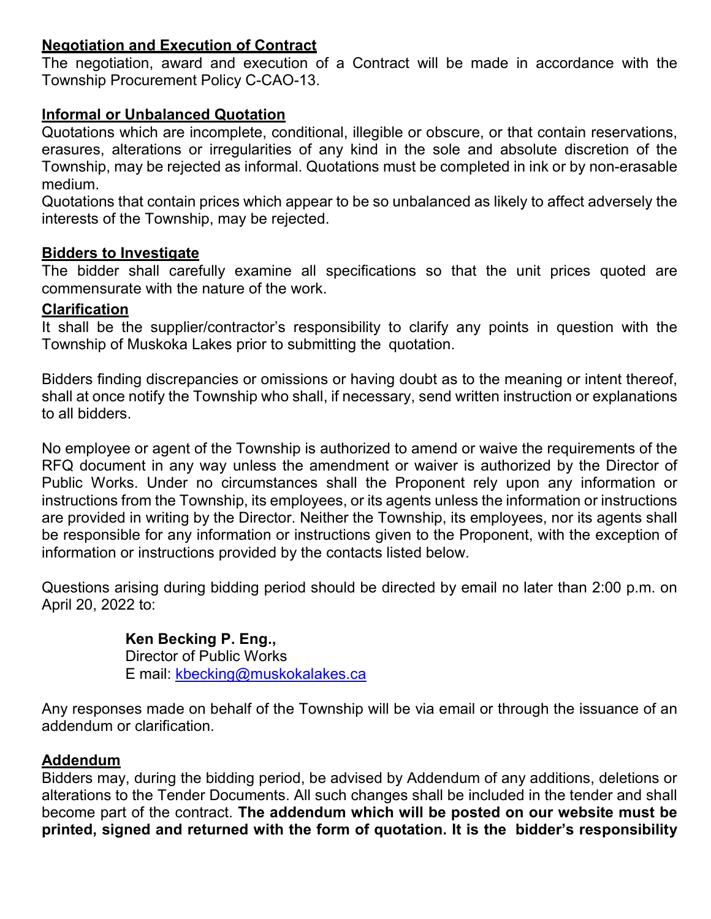**Negotiation and Execution of Contract**

The negotiation, award and execution of a Contract will be made in accordance with the Township Procurement Policy C-CAO-13.

**Informal or Unbalanced Quotation**

Quotations which are incomplete, conditional, illegible or obscure, or that contain reservations, erasures, alterations or irregularities of any kind in the sole and absolute discretion of the Township, may be rejected as informal. Quotations must be completed in ink or by non-erasable medium.

Quotations that contain prices which appear to be so unbalanced as likely to affect adversely the interests of the Township, may be rejected.

**Bidders to Investigate**

The bidder shall carefully examine all specifications so that the unit prices quoted are commensurate with the nature of the work.

**Clarification**

It shall be the supplier/contractor's responsibility to clarify any points in question with the Township of Muskoka Lakes prior to submitting the quotation.

Bidders finding discrepancies or omissions or having doubt as to the meaning or intent thereof, shall at once notify the Township who shall, if necessary, send written instruction or explanations to all bidders.

No employee or agent of the Township is authorized to amend or waive the requirements of the RFQ document in any way unless the amendment or waiver is authorized by the Director of Public Works. Under no circumstances shall the Proponent rely upon any information or instructions from the Township, its employees, or its agents unless the information or instructions are provided in writing by the Director. Neither the Township, its employees, nor its agents shall be responsible for any information or instructions given to the Proponent, with the exception of information or instructions provided by the contacts listed below.

Questions arising during bidding period should be directed by email no later than 2:00 p.m. on April 20, 2022 to:

> **Ken Becking P. Eng.,**
> Director of Public Works
> E mail: kbecking@muskokalakes.ca

Any responses made on behalf of the Township will be via email or through the issuance of an addendum or clarification.

**Addendum**

Bidders may, during the bidding period, be advised by Addendum of any additions, deletions or alterations to the Tender Documents. All such changes shall be included in the tender and shall become part of the contract. **The addendum which will be posted on our website must be printed, signed and returned with the form of quotation. It is the bidder's responsibility**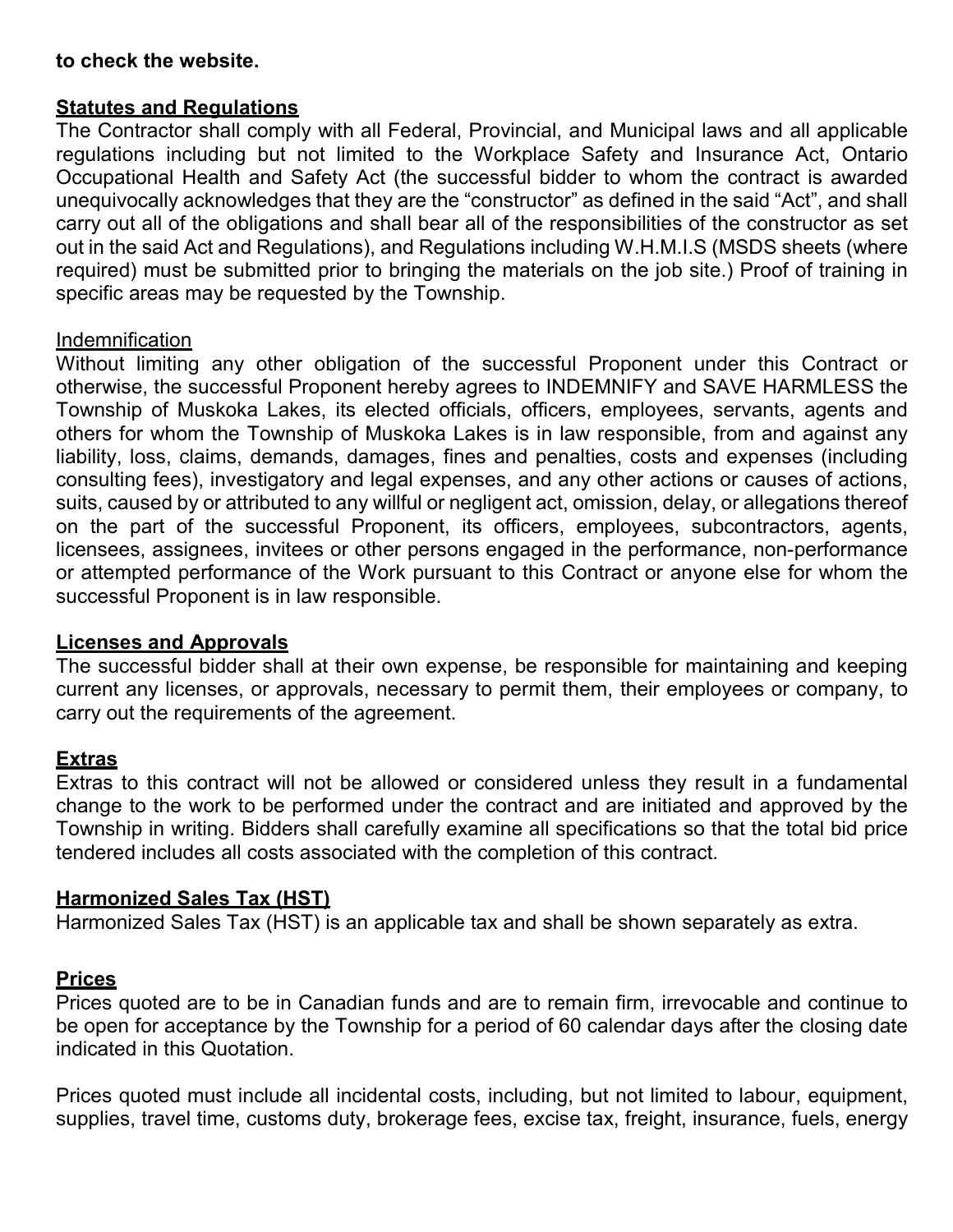**to check the website.**

## Statutes and Regulations

The Contractor shall comply with all Federal, Provincial, and Municipal laws and all applicable regulations including but not limited to the Workplace Safety and Insurance Act, Ontario Occupational Health and Safety Act (the successful bidder to whom the contract is awarded unequivocally acknowledges that they are the "constructor" as defined in the said "Act", and shall carry out all of the obligations and shall bear all of the responsibilities of the constructor as set out in the said Act and Regulations), and Regulations including W.H.M.I.S (MSDS sheets (where required) must be submitted prior to bringing the materials on the job site.) Proof of training in specific areas may be requested by the Township.

### Indemnification

Without limiting any other obligation of the successful Proponent under this Contract or otherwise, the successful Proponent hereby agrees to INDEMNIFY and SAVE HARMLESS the Township of Muskoka Lakes, its elected officials, officers, employees, servants, agents and others for whom the Township of Muskoka Lakes is in law responsible, from and against any liability, loss, claims, demands, damages, fines and penalties, costs and expenses (including consulting fees), investigatory and legal expenses, and any other actions or causes of actions, suits, caused by or attributed to any willful or negligent act, omission, delay, or allegations thereof on the part of the successful Proponent, its officers, employees, subcontractors, agents, licensees, assignees, invitees or other persons engaged in the performance, non-performance or attempted performance of the Work pursuant to this Contract or anyone else for whom the successful Proponent is in law responsible.

## Licenses and Approvals

The successful bidder shall at their own expense, be responsible for maintaining and keeping current any licenses, or approvals, necessary to permit them, their employees or company, to carry out the requirements of the agreement.

## Extras

Extras to this contract will not be allowed or considered unless they result in a fundamental change to the work to be performed under the contract and are initiated and approved by the Township in writing. Bidders shall carefully examine all specifications so that the total bid price tendered includes all costs associated with the completion of this contract.

## Harmonized Sales Tax (HST)

Harmonized Sales Tax (HST) is an applicable tax and shall be shown separately as extra.

## Prices

Prices quoted are to be in Canadian funds and are to remain firm, irrevocable and continue to be open for acceptance by the Township for a period of 60 calendar days after the closing date indicated in this Quotation.

Prices quoted must include all incidental costs, including, but not limited to labour, equipment, supplies, travel time, customs duty, brokerage fees, excise tax, freight, insurance, fuels, energy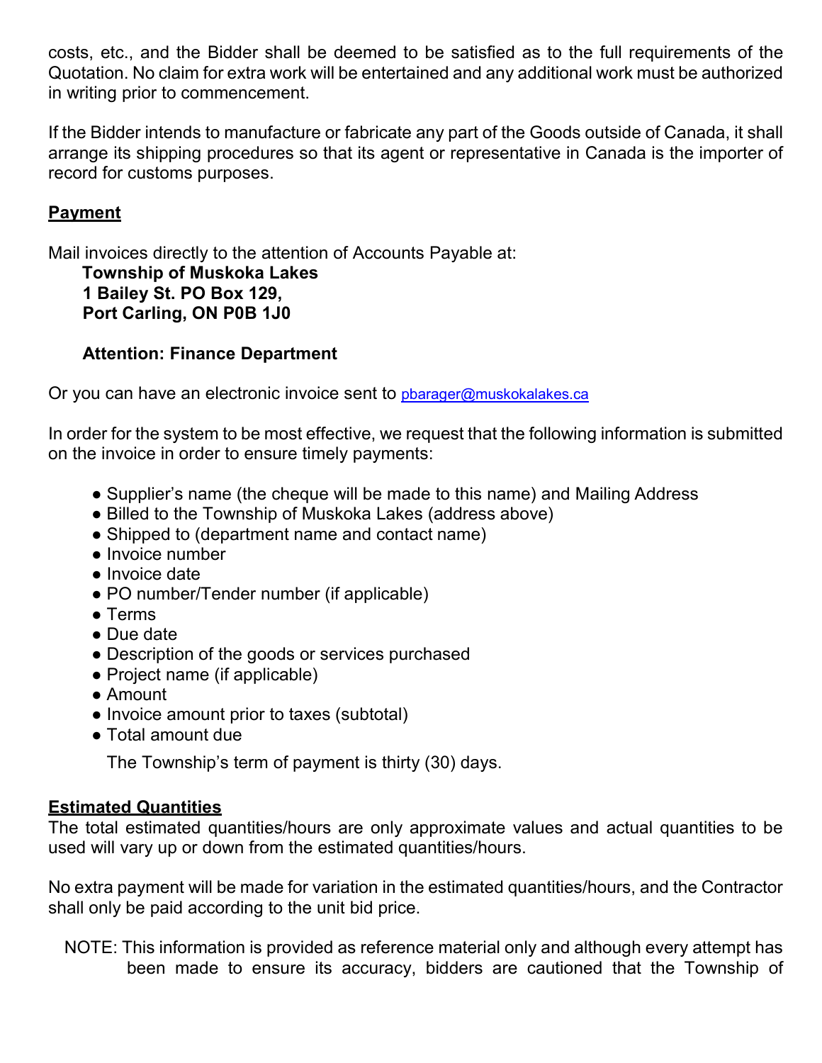costs, etc., and the Bidder shall be deemed to be satisfied as to the full requirements of the Quotation. No claim for extra work will be entertained and any additional work must be authorized in writing prior to commencement.

If the Bidder intends to manufacture or fabricate any part of the Goods outside of Canada, it shall arrange its shipping procedures so that its agent or representative in Canada is the importer of record for customs purposes.

## Payment

Mail invoices directly to the attention of Accounts Payable at:

**Township of Muskoka Lakes**
**1 Bailey St. PO Box 129,**
**Port Carling, ON P0B 1J0**

**Attention: Finance Department**

Or you can have an electronic invoice sent to pbarager@muskokalakes.ca

In order for the system to be most effective, we request that the following information is submitted on the invoice in order to ensure timely payments:

- Supplier's name (the cheque will be made to this name) and Mailing Address
- Billed to the Township of Muskoka Lakes (address above)
- Shipped to (department name and contact name)
- Invoice number
- Invoice date
- PO number/Tender number (if applicable)
- Terms
- Due date
- Description of the goods or services purchased
- Project name (if applicable)
- Amount
- Invoice amount prior to taxes (subtotal)
- Total amount due

The Township's term of payment is thirty (30) days.

## Estimated Quantities

The total estimated quantities/hours are only approximate values and actual quantities to be used will vary up or down from the estimated quantities/hours.

No extra payment will be made for variation in the estimated quantities/hours, and the Contractor shall only be paid according to the unit bid price.

NOTE: This information is provided as reference material only and although every attempt has been made to ensure its accuracy, bidders are cautioned that the Township of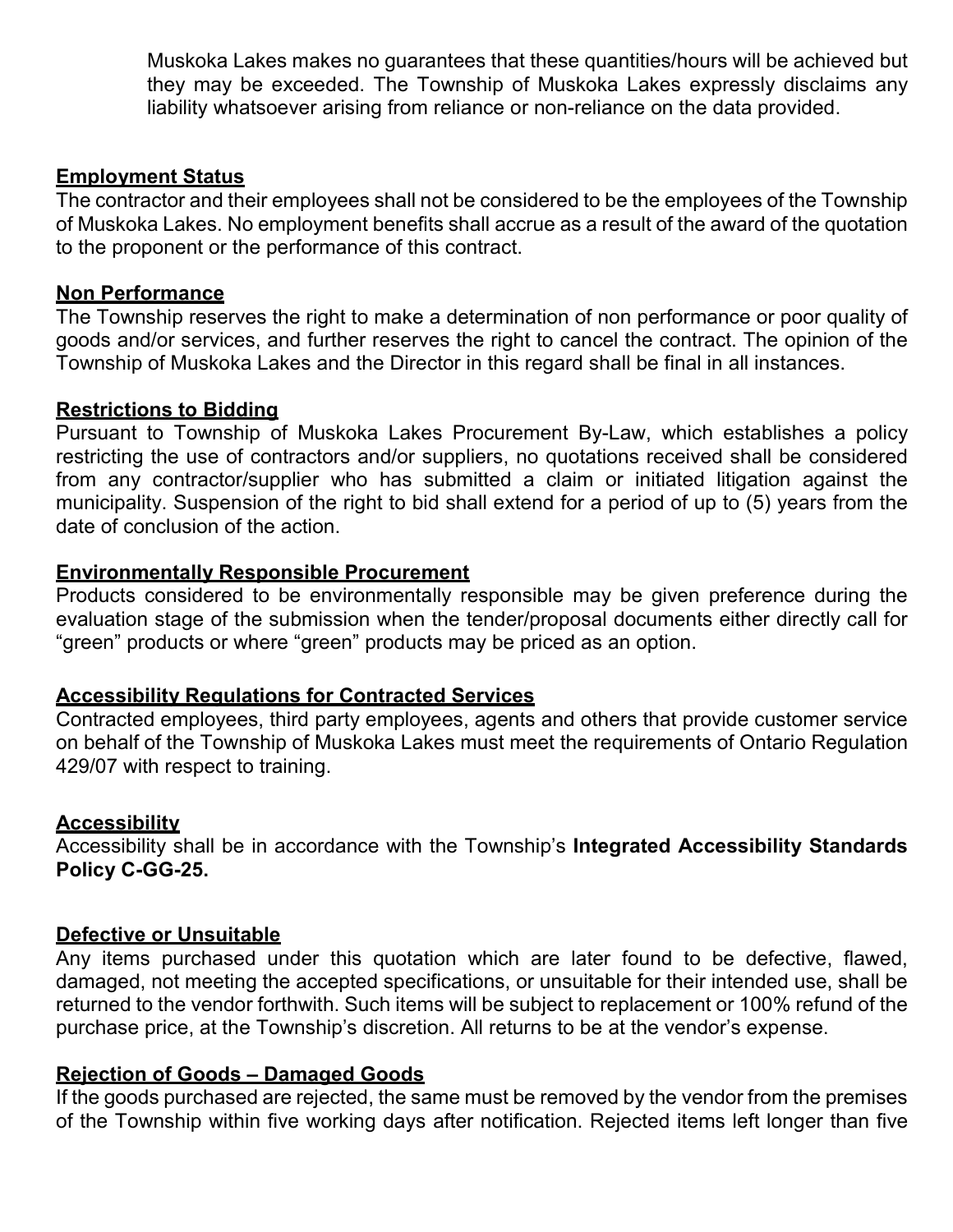Muskoka Lakes makes no guarantees that these quantities/hours will be achieved but they may be exceeded. The Township of Muskoka Lakes expressly disclaims any liability whatsoever arising from reliance or non-reliance on the data provided.

**Employment Status**

The contractor and their employees shall not be considered to be the employees of the Township of Muskoka Lakes. No employment benefits shall accrue as a result of the award of the quotation to the proponent or the performance of this contract.

**Non Performance**

The Township reserves the right to make a determination of non performance or poor quality of goods and/or services, and further reserves the right to cancel the contract. The opinion of the Township of Muskoka Lakes and the Director in this regard shall be final in all instances.

**Restrictions to Bidding**

Pursuant to Township of Muskoka Lakes Procurement By-Law, which establishes a policy restricting the use of contractors and/or suppliers, no quotations received shall be considered from any contractor/supplier who has submitted a claim or initiated litigation against the municipality. Suspension of the right to bid shall extend for a period of up to (5) years from the date of conclusion of the action.

**Environmentally Responsible Procurement**

Products considered to be environmentally responsible may be given preference during the evaluation stage of the submission when the tender/proposal documents either directly call for "green" products or where "green" products may be priced as an option.

**Accessibility Regulations for Contracted Services**

Contracted employees, third party employees, agents and others that provide customer service on behalf of the Township of Muskoka Lakes must meet the requirements of Ontario Regulation 429/07 with respect to training.

**Accessibility**

Accessibility shall be in accordance with the Township's **Integrated Accessibility Standards Policy C-GG-25.**

**Defective or Unsuitable**

Any items purchased under this quotation which are later found to be defective, flawed, damaged, not meeting the accepted specifications, or unsuitable for their intended use, shall be returned to the vendor forthwith. Such items will be subject to replacement or 100% refund of the purchase price, at the Township's discretion. All returns to be at the vendor's expense.

**Rejection of Goods – Damaged Goods**

If the goods purchased are rejected, the same must be removed by the vendor from the premises of the Township within five working days after notification. Rejected items left longer than five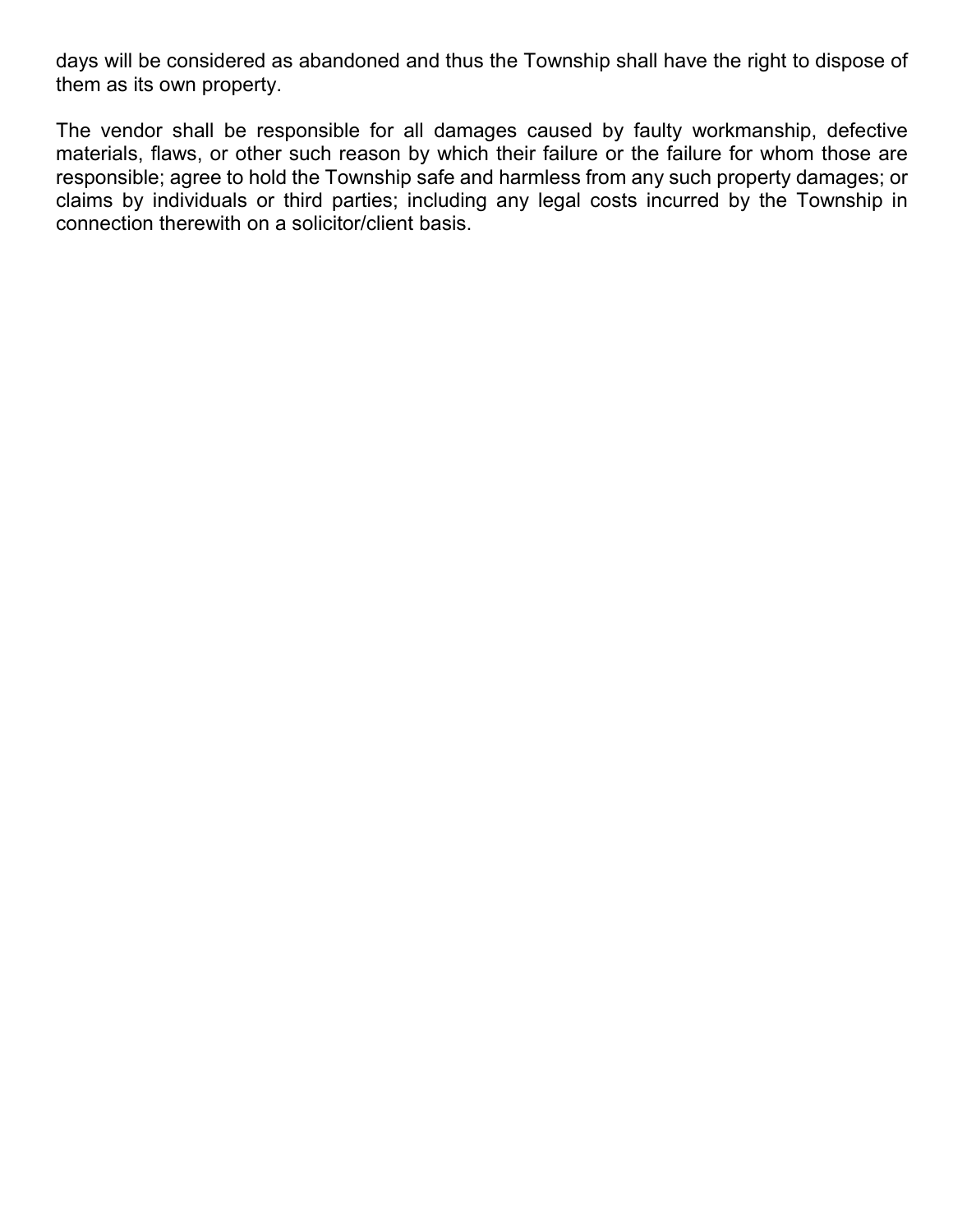days will be considered as abandoned and thus the Township shall have the right to dispose of them as its own property.

The vendor shall be responsible for all damages caused by faulty workmanship, defective materials, flaws, or other such reason by which their failure or the failure for whom those are responsible; agree to hold the Township safe and harmless from any such property damages; or claims by individuals or third parties; including any legal costs incurred by the Township in connection therewith on a solicitor/client basis.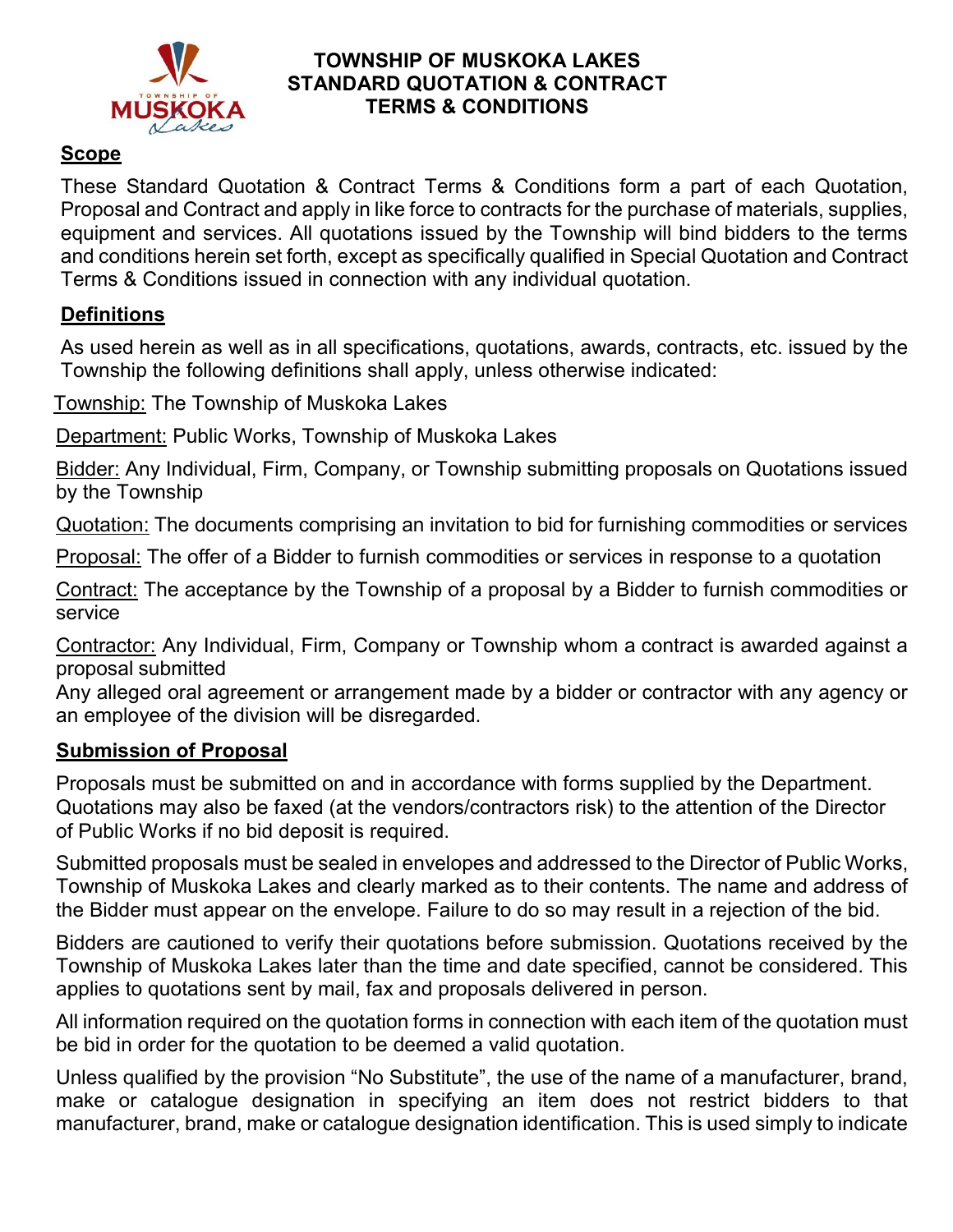# TOWNSHIP OF MUSKOKA LAKES
# STANDARD QUOTATION & CONTRACT TERMS & CONDITIONS

## Scope

These Standard Quotation & Contract Terms & Conditions form a part of each Quotation, Proposal and Contract and apply in like force to contracts for the purchase of materials, supplies, equipment and services. All quotations issued by the Township will bind bidders to the terms and conditions herein set forth, except as specifically qualified in Special Quotation and Contract Terms & Conditions issued in connection with any individual quotation.

## Definitions

As used herein as well as in all specifications, quotations, awards, contracts, etc. issued by the Township the following definitions shall apply, unless otherwise indicated:

Township: The Township of Muskoka Lakes

Department: Public Works, Township of Muskoka Lakes

Bidder: Any Individual, Firm, Company, or Township submitting proposals on Quotations issued by the Township

Quotation: The documents comprising an invitation to bid for furnishing commodities or services

Proposal: The offer of a Bidder to furnish commodities or services in response to a quotation

Contract: The acceptance by the Township of a proposal by a Bidder to furnish commodities or service

Contractor: Any Individual, Firm, Company or Township whom a contract is awarded against a proposal submitted

Any alleged oral agreement or arrangement made by a bidder or contractor with any agency or an employee of the division will be disregarded.

## Submission of Proposal

Proposals must be submitted on and in accordance with forms supplied by the Department. Quotations may also be faxed (at the vendors/contractors risk) to the attention of the Director of Public Works if no bid deposit is required.

Submitted proposals must be sealed in envelopes and addressed to the Director of Public Works, Township of Muskoka Lakes and clearly marked as to their contents. The name and address of the Bidder must appear on the envelope. Failure to do so may result in a rejection of the bid.

Bidders are cautioned to verify their quotations before submission. Quotations received by the Township of Muskoka Lakes later than the time and date specified, cannot be considered. This applies to quotations sent by mail, fax and proposals delivered in person.

All information required on the quotation forms in connection with each item of the quotation must be bid in order for the quotation to be deemed a valid quotation.

Unless qualified by the provision "No Substitute", the use of the name of a manufacturer, brand, make or catalogue designation in specifying an item does not restrict bidders to that manufacturer, brand, make or catalogue designation identification. This is used simply to indicate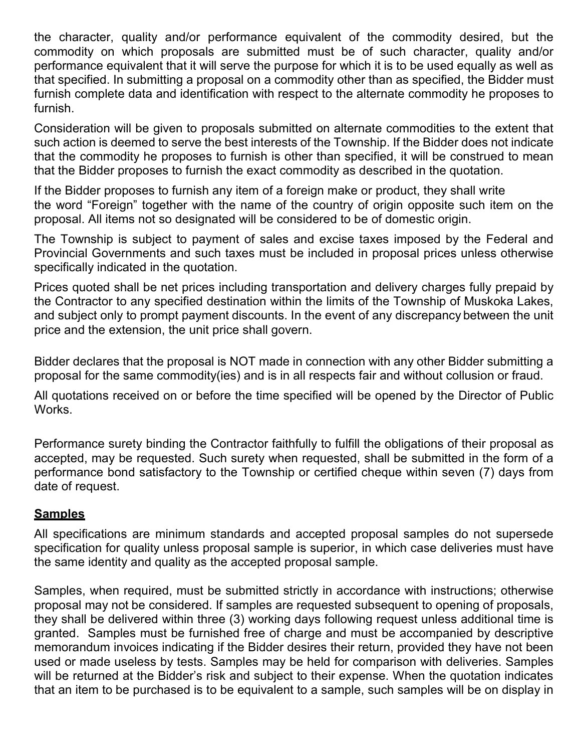the character, quality and/or performance equivalent of the commodity desired, but the commodity on which proposals are submitted must be of such character, quality and/or performance equivalent that it will serve the purpose for which it is to be used equally as well as that specified. In submitting a proposal on a commodity other than as specified, the Bidder must furnish complete data and identification with respect to the alternate commodity he proposes to furnish.

Consideration will be given to proposals submitted on alternate commodities to the extent that such action is deemed to serve the best interests of the Township. If the Bidder does not indicate that the commodity he proposes to furnish is other than specified, it will be construed to mean that the Bidder proposes to furnish the exact commodity as described in the quotation.

If the Bidder proposes to furnish any item of a foreign make or product, they shall write the word "Foreign" together with the name of the country of origin opposite such item on the proposal. All items not so designated will be considered to be of domestic origin.

The Township is subject to payment of sales and excise taxes imposed by the Federal and Provincial Governments and such taxes must be included in proposal prices unless otherwise specifically indicated in the quotation.

Prices quoted shall be net prices including transportation and delivery charges fully prepaid by the Contractor to any specified destination within the limits of the Township of Muskoka Lakes, and subject only to prompt payment discounts. In the event of any discrepancy between the unit price and the extension, the unit price shall govern.

Bidder declares that the proposal is NOT made in connection with any other Bidder submitting a proposal for the same commodity(ies) and is in all respects fair and without collusion or fraud.

All quotations received on or before the time specified will be opened by the Director of Public Works.

Performance surety binding the Contractor faithfully to fulfill the obligations of their proposal as accepted, may be requested. Such surety when requested, shall be submitted in the form of a performance bond satisfactory to the Township or certified cheque within seven (7) days from date of request.

**Samples**

All specifications are minimum standards and accepted proposal samples do not supersede specification for quality unless proposal sample is superior, in which case deliveries must have the same identity and quality as the accepted proposal sample.

Samples, when required, must be submitted strictly in accordance with instructions; otherwise proposal may not be considered. If samples are requested subsequent to opening of proposals, they shall be delivered within three (3) working days following request unless additional time is granted. Samples must be furnished free of charge and must be accompanied by descriptive memorandum invoices indicating if the Bidder desires their return, provided they have not been used or made useless by tests. Samples may be held for comparison with deliveries. Samples will be returned at the Bidder's risk and subject to their expense. When the quotation indicates that an item to be purchased is to be equivalent to a sample, such samples will be on display in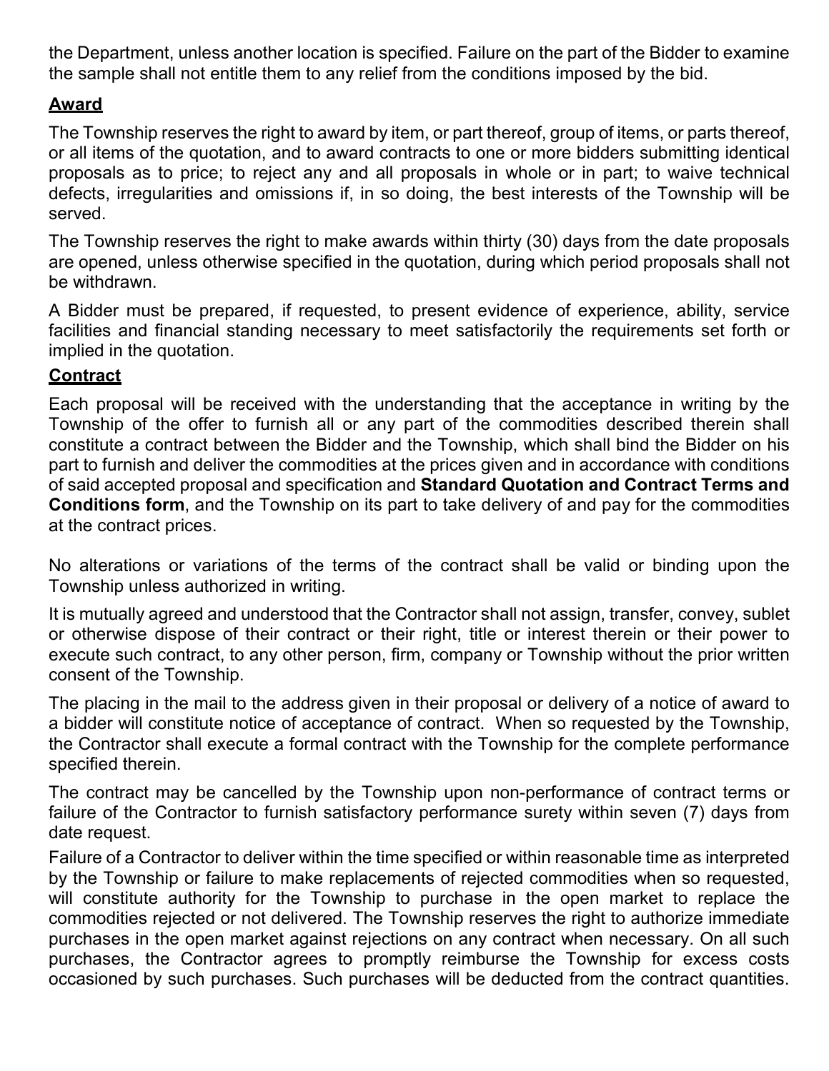the Department, unless another location is specified. Failure on the part of the Bidder to examine the sample shall not entitle them to any relief from the conditions imposed by the bid.

## Award

The Township reserves the right to award by item, or part thereof, group of items, or parts thereof, or all items of the quotation, and to award contracts to one or more bidders submitting identical proposals as to price; to reject any and all proposals in whole or in part; to waive technical defects, irregularities and omissions if, in so doing, the best interests of the Township will be served.

The Township reserves the right to make awards within thirty (30) days from the date proposals are opened, unless otherwise specified in the quotation, during which period proposals shall not be withdrawn.

A Bidder must be prepared, if requested, to present evidence of experience, ability, service facilities and financial standing necessary to meet satisfactorily the requirements set forth or implied in the quotation.

## Contract

Each proposal will be received with the understanding that the acceptance in writing by the Township of the offer to furnish all or any part of the commodities described therein shall constitute a contract between the Bidder and the Township, which shall bind the Bidder on his part to furnish and deliver the commodities at the prices given and in accordance with conditions of said accepted proposal and specification and **Standard Quotation and Contract Terms and Conditions form**, and the Township on its part to take delivery of and pay for the commodities at the contract prices.

No alterations or variations of the terms of the contract shall be valid or binding upon the Township unless authorized in writing.

It is mutually agreed and understood that the Contractor shall not assign, transfer, convey, sublet or otherwise dispose of their contract or their right, title or interest therein or their power to execute such contract, to any other person, firm, company or Township without the prior written consent of the Township.

The placing in the mail to the address given in their proposal or delivery of a notice of award to a bidder will constitute notice of acceptance of contract. When so requested by the Township, the Contractor shall execute a formal contract with the Township for the complete performance specified therein.

The contract may be cancelled by the Township upon non-performance of contract terms or failure of the Contractor to furnish satisfactory performance surety within seven (7) days from date request.

Failure of a Contractor to deliver within the time specified or within reasonable time as interpreted by the Township or failure to make replacements of rejected commodities when so requested, will constitute authority for the Township to purchase in the open market to replace the commodities rejected or not delivered. The Township reserves the right to authorize immediate purchases in the open market against rejections on any contract when necessary. On all such purchases, the Contractor agrees to promptly reimburse the Township for excess costs occasioned by such purchases. Such purchases will be deducted from the contract quantities.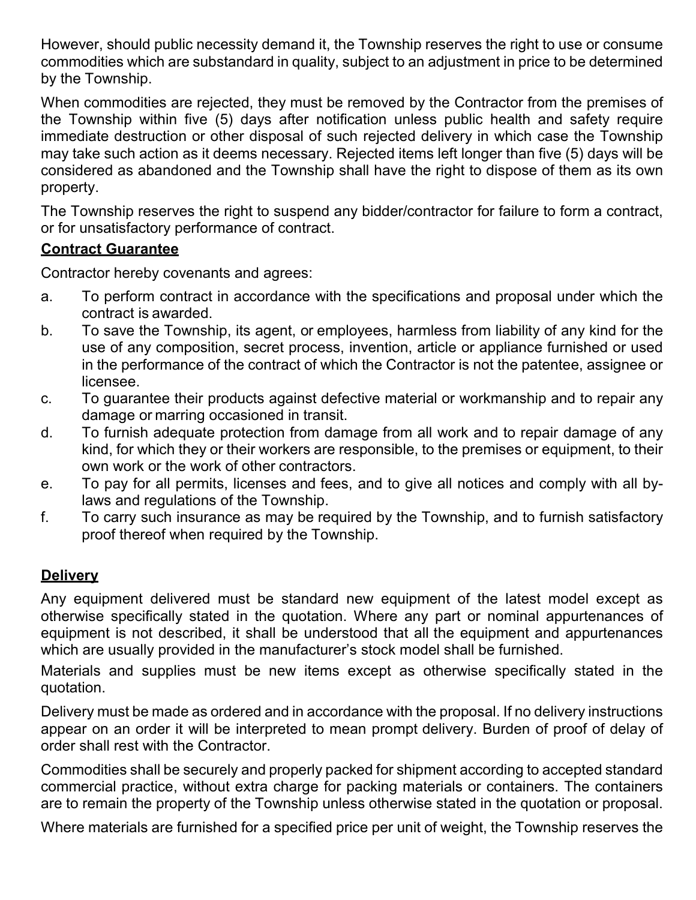However, should public necessity demand it, the Township reserves the right to use or consume commodities which are substandard in quality, subject to an adjustment in price to be determined by the Township.

When commodities are rejected, they must be removed by the Contractor from the premises of the Township within five (5) days after notification unless public health and safety require immediate destruction or other disposal of such rejected delivery in which case the Township may take such action as it deems necessary. Rejected items left longer than five (5) days will be considered as abandoned and the Township shall have the right to dispose of them as its own property.

The Township reserves the right to suspend any bidder/contractor for failure to form a contract, or for unsatisfactory performance of contract.

**Contract Guarantee**

Contractor hereby covenants and agrees:

a. To perform contract in accordance with the specifications and proposal under which the contract is awarded.
b. To save the Township, its agent, or employees, harmless from liability of any kind for the use of any composition, secret process, invention, article or appliance furnished or used in the performance of the contract of which the Contractor is not the patentee, assignee or licensee.
c. To guarantee their products against defective material or workmanship and to repair any damage or marring occasioned in transit.
d. To furnish adequate protection from damage from all work and to repair damage of any kind, for which they or their workers are responsible, to the premises or equipment, to their own work or the work of other contractors.
e. To pay for all permits, licenses and fees, and to give all notices and comply with all by-laws and regulations of the Township.
f. To carry such insurance as may be required by the Township, and to furnish satisfactory proof thereof when required by the Township.

**Delivery**

Any equipment delivered must be standard new equipment of the latest model except as otherwise specifically stated in the quotation. Where any part or nominal appurtenances of equipment is not described, it shall be understood that all the equipment and appurtenances which are usually provided in the manufacturer's stock model shall be furnished.

Materials and supplies must be new items except as otherwise specifically stated in the quotation.

Delivery must be made as ordered and in accordance with the proposal. If no delivery instructions appear on an order it will be interpreted to mean prompt delivery. Burden of proof of delay of order shall rest with the Contractor.

Commodities shall be securely and properly packed for shipment according to accepted standard commercial practice, without extra charge for packing materials or containers. The containers are to remain the property of the Township unless otherwise stated in the quotation or proposal.

Where materials are furnished for a specified price per unit of weight, the Township reserves the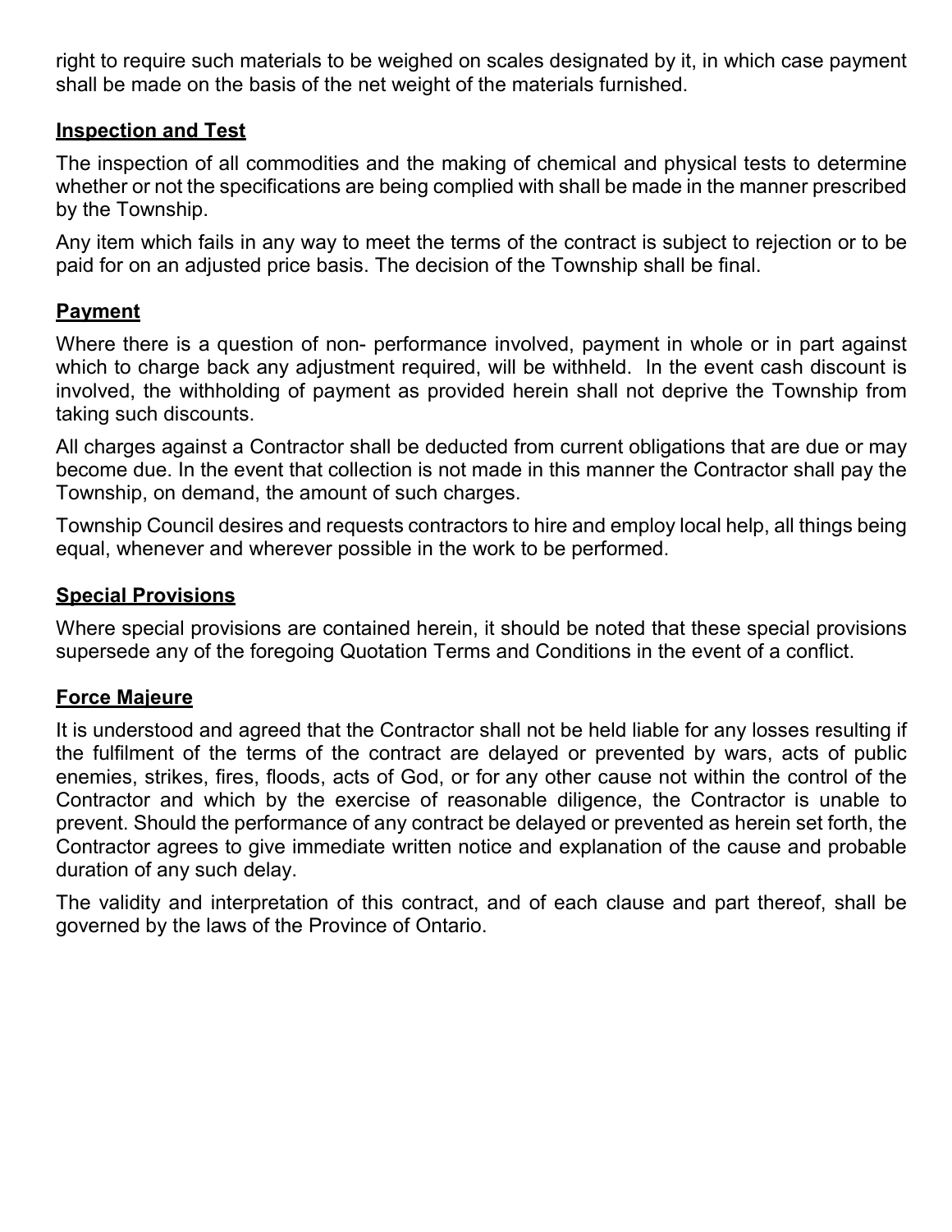right to require such materials to be weighed on scales designated by it, in which case payment shall be made on the basis of the net weight of the materials furnished.

## **Inspection and Test**

The inspection of all commodities and the making of chemical and physical tests to determine whether or not the specifications are being complied with shall be made in the manner prescribed by the Township.

Any item which fails in any way to meet the terms of the contract is subject to rejection or to be paid for on an adjusted price basis. The decision of the Township shall be final.

## **Payment**

Where there is a question of non- performance involved, payment in whole or in part against which to charge back any adjustment required, will be withheld. In the event cash discount is involved, the withholding of payment as provided herein shall not deprive the Township from taking such discounts.

All charges against a Contractor shall be deducted from current obligations that are due or may become due. In the event that collection is not made in this manner the Contractor shall pay the Township, on demand, the amount of such charges.

Township Council desires and requests contractors to hire and employ local help, all things being equal, whenever and wherever possible in the work to be performed.

## **Special Provisions**

Where special provisions are contained herein, it should be noted that these special provisions supersede any of the foregoing Quotation Terms and Conditions in the event of a conflict.

## **Force Majeure**

It is understood and agreed that the Contractor shall not be held liable for any losses resulting if the fulfilment of the terms of the contract are delayed or prevented by wars, acts of public enemies, strikes, fires, floods, acts of God, or for any other cause not within the control of the Contractor and which by the exercise of reasonable diligence, the Contractor is unable to prevent. Should the performance of any contract be delayed or prevented as herein set forth, the Contractor agrees to give immediate written notice and explanation of the cause and probable duration of any such delay.

The validity and interpretation of this contract, and of each clause and part thereof, shall be governed by the laws of the Province of Ontario.